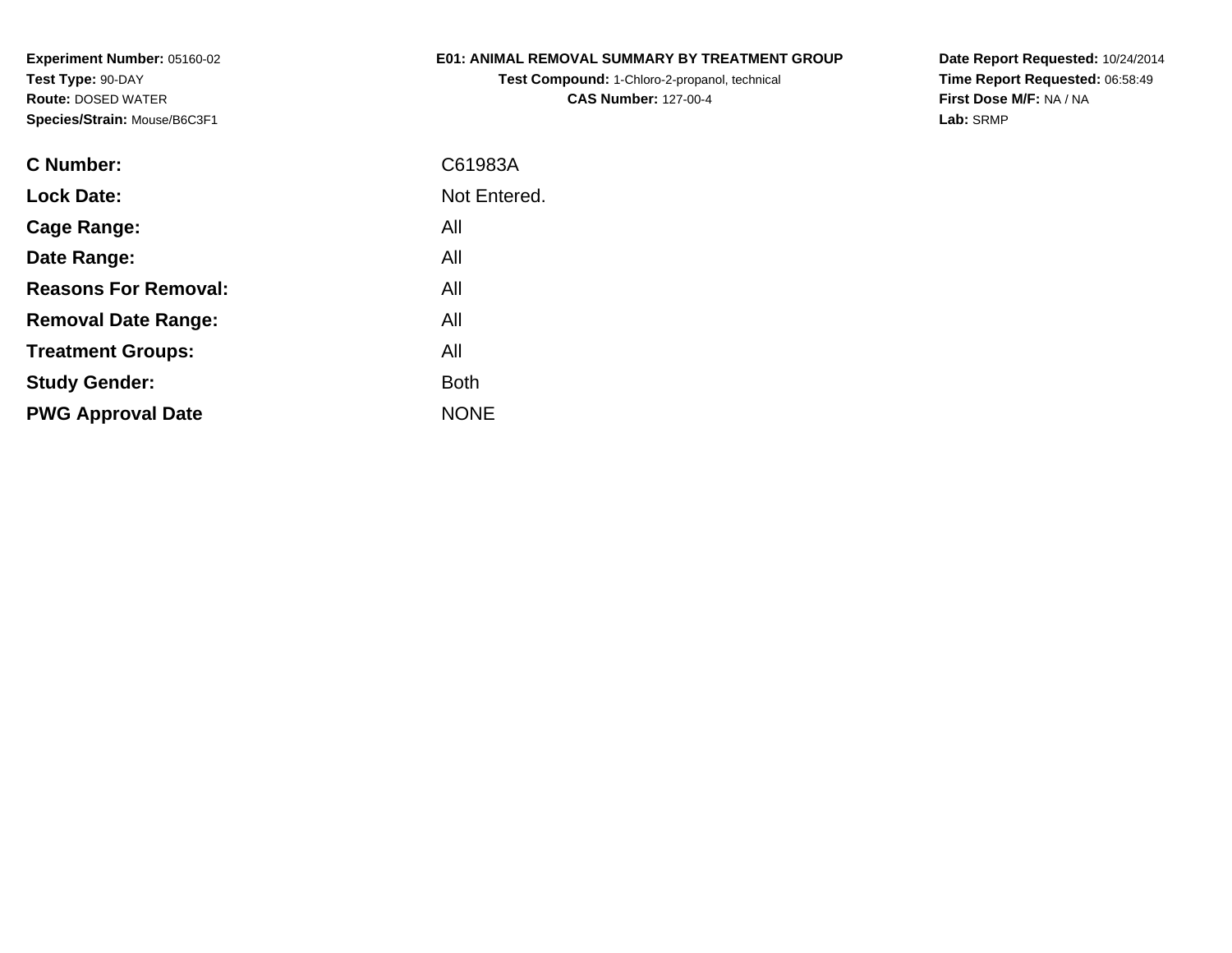**Experiment Number:** 05160-02
**Test Type:** 90-DAY
**Route:** DOSED WATER
**Species/Strain:** Mouse/B6C3F1

**E01: ANIMAL REMOVAL SUMMARY BY TREATMENT GROUP**
**Test Compound:** 1-Chloro-2-propanol, technical
**CAS Number:** 127-00-4

**Date Report Requested:** 10/24/2014
**Time Report Requested:** 06:58:49
**First Dose M/F:** NA / NA
**Lab:** SRMP

| | |
|---|---|
| **C Number:** | C61983A |
| **Lock Date:** | Not Entered. |
| **Cage Range:** | All |
| **Date Range:** | All |
| **Reasons For Removal:** | All |
| **Removal Date Range:** | All |
| **Treatment Groups:** | All |
| **Study Gender:** | Both |
| **PWG Approval Date** | NONE |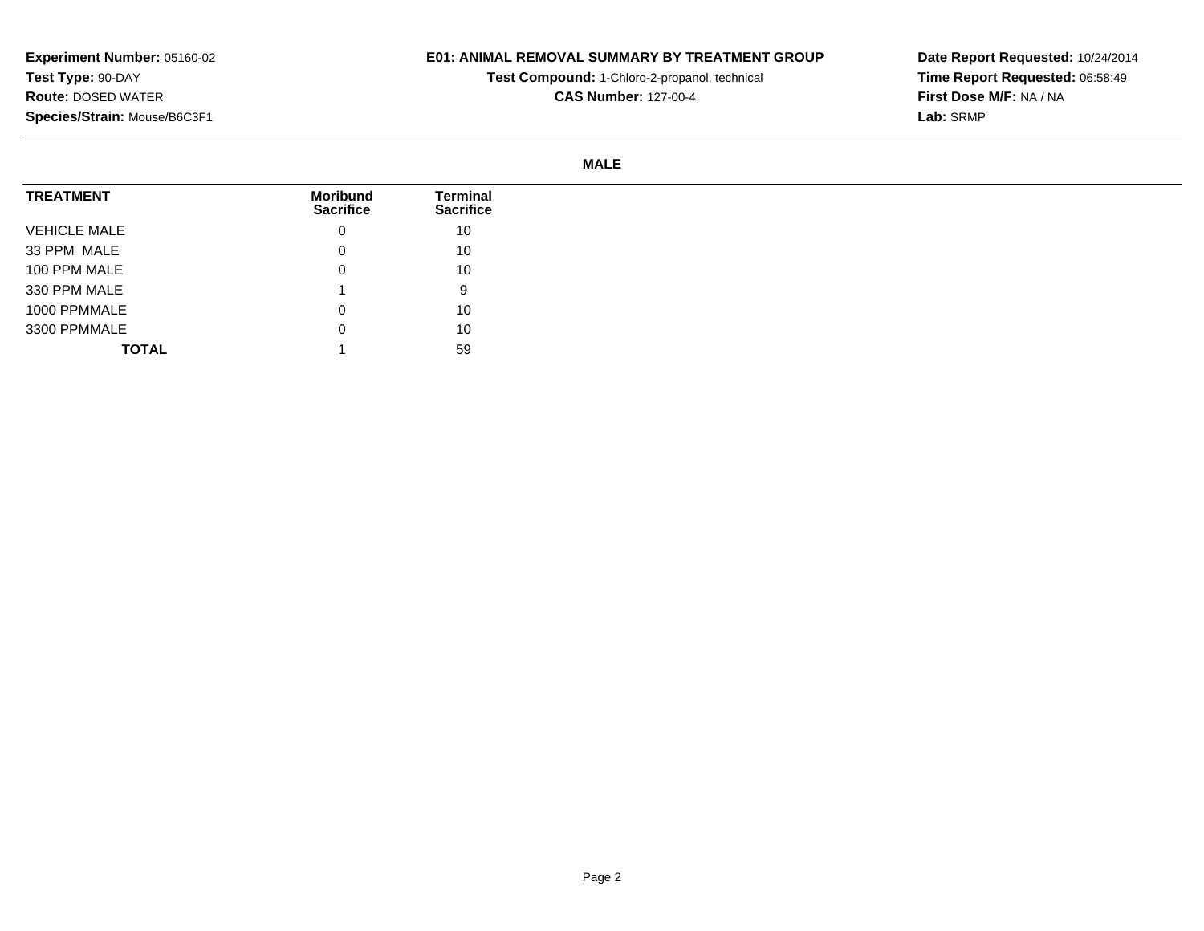**Experiment Number:** 05160-02
**Test Type:** 90-DAY
**Route:** DOSED WATER
**Species/Strain:** Mouse/B6C3F1

**E01: ANIMAL REMOVAL SUMMARY BY TREATMENT GROUP**
**Test Compound:** 1-Chloro-2-propanol, technical
**CAS Number:** 127-00-4

**Date Report Requested:** 10/24/2014
**Time Report Requested:** 06:58:49
**First Dose M/F:** NA / NA
**Lab:** SRMP

**MALE**

| TREATMENT | Moribund Sacrifice | Terminal Sacrifice |
|---|---|---|
| VEHICLE MALE | 0 | 10 |
| 33 PPM MALE | 0 | 10 |
| 100 PPM MALE | 0 | 10 |
| 330 PPM MALE | 1 | 9 |
| 1000 PPMMALE | 0 | 10 |
| 3300 PPMMALE | 0 | 10 |
| **TOTAL** | 1 | 59 |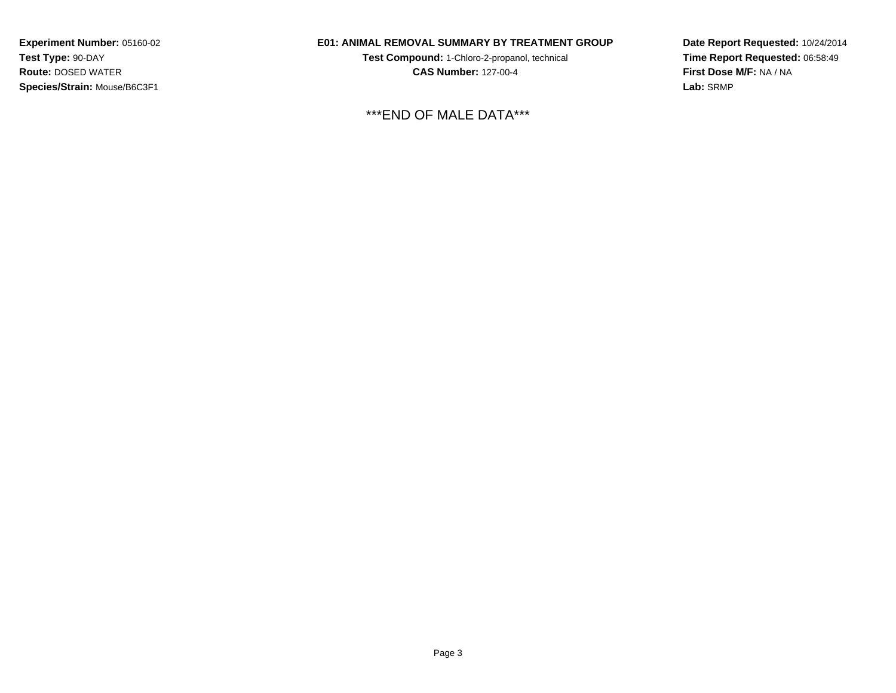**Experiment Number:** 05160-02
**Test Type:** 90-DAY
**Route:** DOSED WATER
**Species/Strain:** Mouse/B6C3F1

**E01: ANIMAL REMOVAL SUMMARY BY TREATMENT GROUP**
**Test Compound:** 1-Chloro-2-propanol, technical
**CAS Number:** 127-00-4

**Date Report Requested:** 10/24/2014
**Time Report Requested:** 06:58:49
**First Dose M/F:** NA / NA
**Lab:** SRMP

***END OF MALE DATA***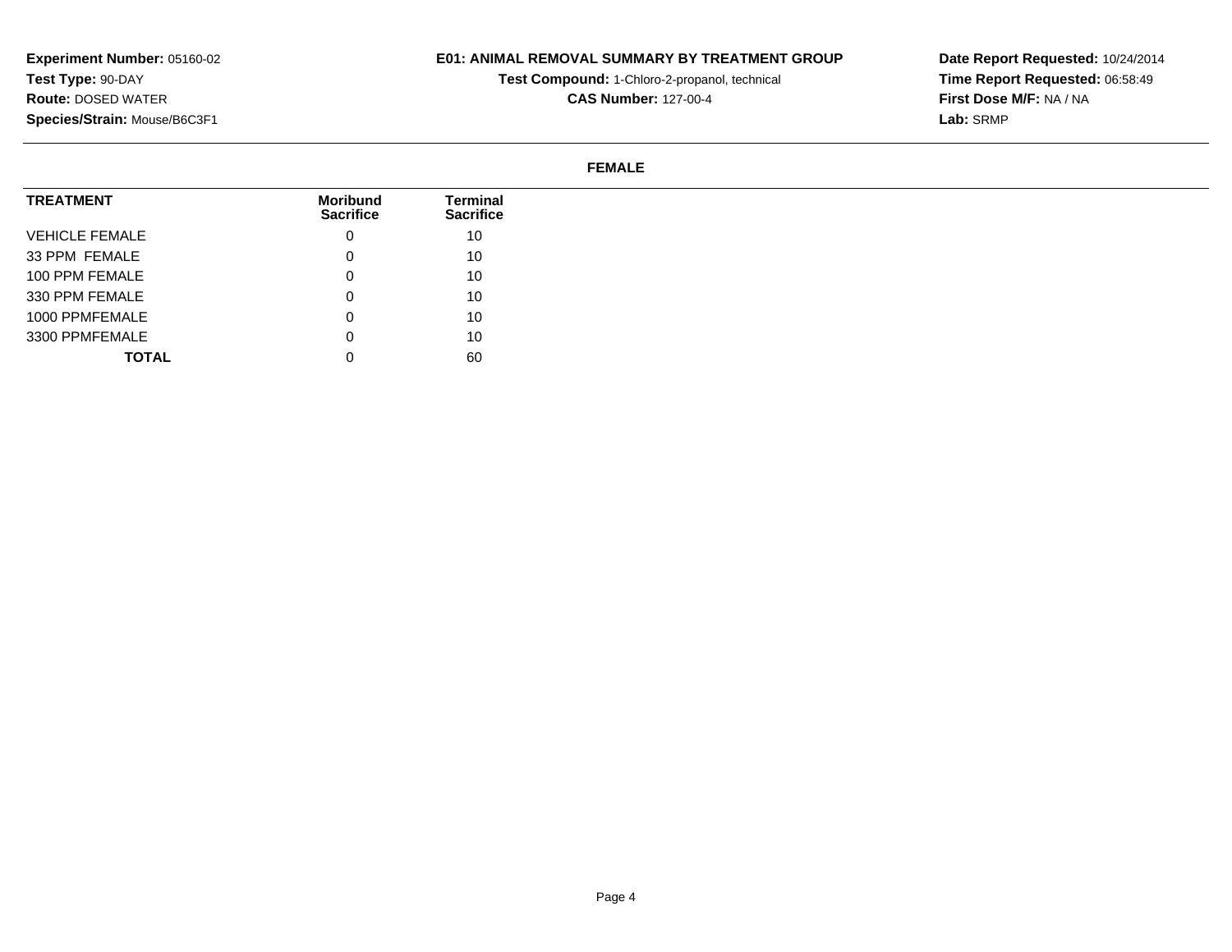**Experiment Number:** 05160-02
**Test Type:** 90-DAY
**Route:** DOSED WATER
**Species/Strain:** Mouse/B6C3F1

**E01: ANIMAL REMOVAL SUMMARY BY TREATMENT GROUP**
**Test Compound:** 1-Chloro-2-propanol, technical
**CAS Number:** 127-00-4

**Date Report Requested:** 10/24/2014
**Time Report Requested:** 06:58:49
**First Dose M/F:** NA / NA
**Lab:** SRMP

**FEMALE**

| TREATMENT | Moribund Sacrifice | Terminal Sacrifice |
|---|---|---|
| VEHICLE FEMALE | 0 | 10 |
| 33 PPM FEMALE | 0 | 10 |
| 100 PPM FEMALE | 0 | 10 |
| 330 PPM FEMALE | 0 | 10 |
| 1000 PPMFEMALE | 0 | 10 |
| 3300 PPMFEMALE | 0 | 10 |
| **TOTAL** | 0 | 60 |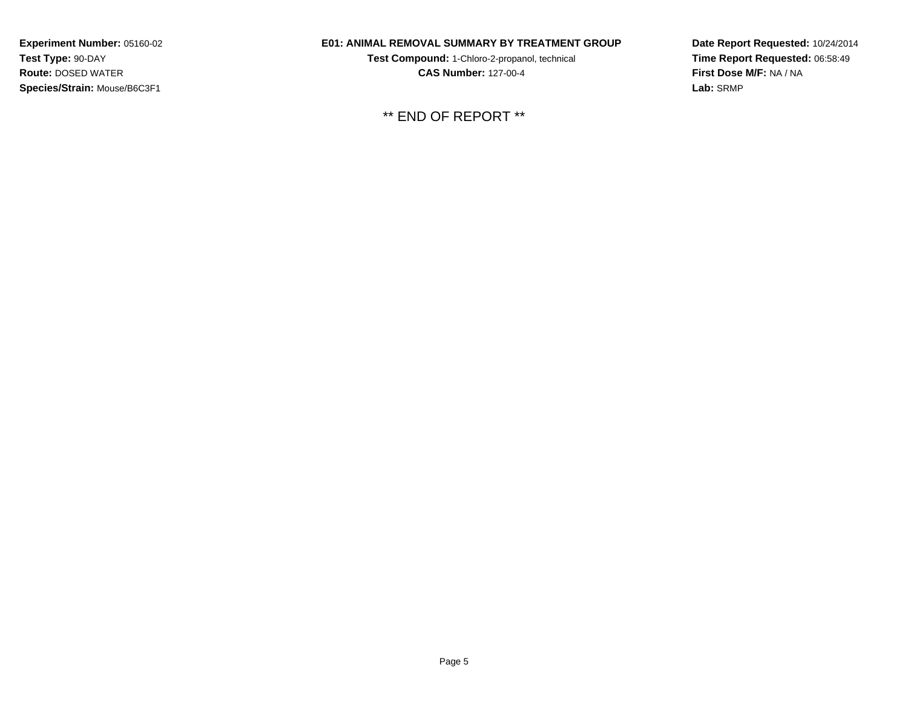**Experiment Number:** 05160-02
**Test Type:** 90-DAY
**Route:** DOSED WATER
**Species/Strain:** Mouse/B6C3F1

**E01: ANIMAL REMOVAL SUMMARY BY TREATMENT GROUP**
**Test Compound:** 1-Chloro-2-propanol, technical
**CAS Number:** 127-00-4

**Date Report Requested:** 10/24/2014
**Time Report Requested:** 06:58:49
**First Dose M/F:** NA / NA
**Lab:** SRMP

** END OF REPORT **